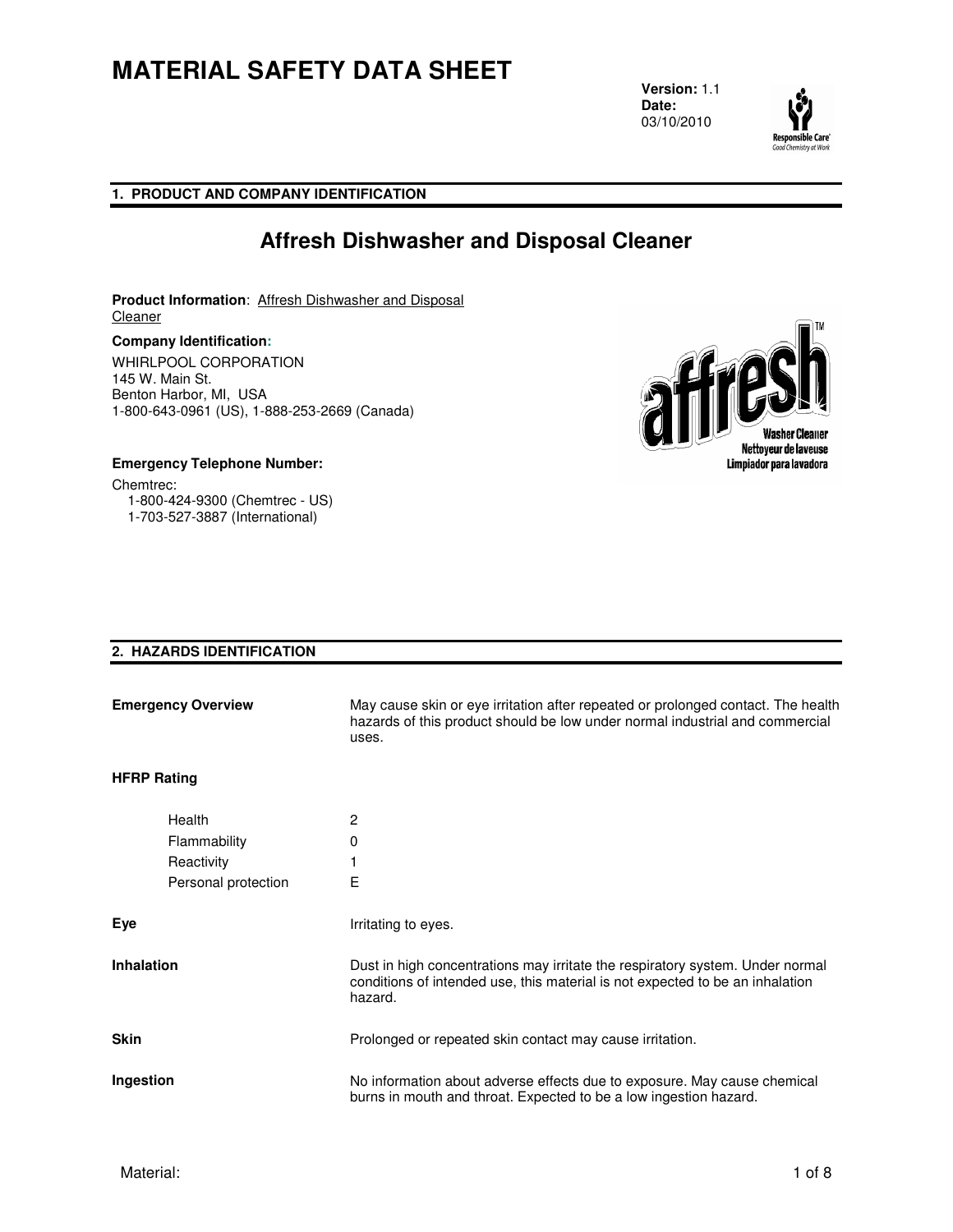# MATERIAL SAFETY DATA SHEET

**Version:** 1.1
**Date:**
03/10/2010

## 1. PRODUCT AND COMPANY IDENTIFICATION

## Affresh Dishwasher and Disposal Cleaner

**Product Information**: Affresh Dishwasher and Disposal Cleaner

**Company Identification:**

WHIRLPOOL CORPORATION
145 W. Main St.
Benton Harbor, MI, USA
1-800-643-0961 (US), 1-888-253-2669 (Canada)

**Emergency Telephone Number:**

Chemtrec:
1-800-424-9300 (Chemtrec - US)
1-703-527-3887 (International)

## 2. HAZARDS IDENTIFICATION

**Emergency Overview** May cause skin or eye irritation after repeated or prolonged contact. The health hazards of this product should be low under normal industrial and commercial uses.

**HFRP Rating**

| | |
|---|---|
| Health | 2 |
| Flammability | 0 |
| Reactivity | 1 |
| Personal protection | E |

**Eye** Irritating to eyes.

**Inhalation** Dust in high concentrations may irritate the respiratory system. Under normal conditions of intended use, this material is not expected to be an inhalation hazard.

**Skin** Prolonged or repeated skin contact may cause irritation.

**Ingestion** No information about adverse effects due to exposure. May cause chemical burns in mouth and throat. Expected to be a low ingestion hazard.

Material: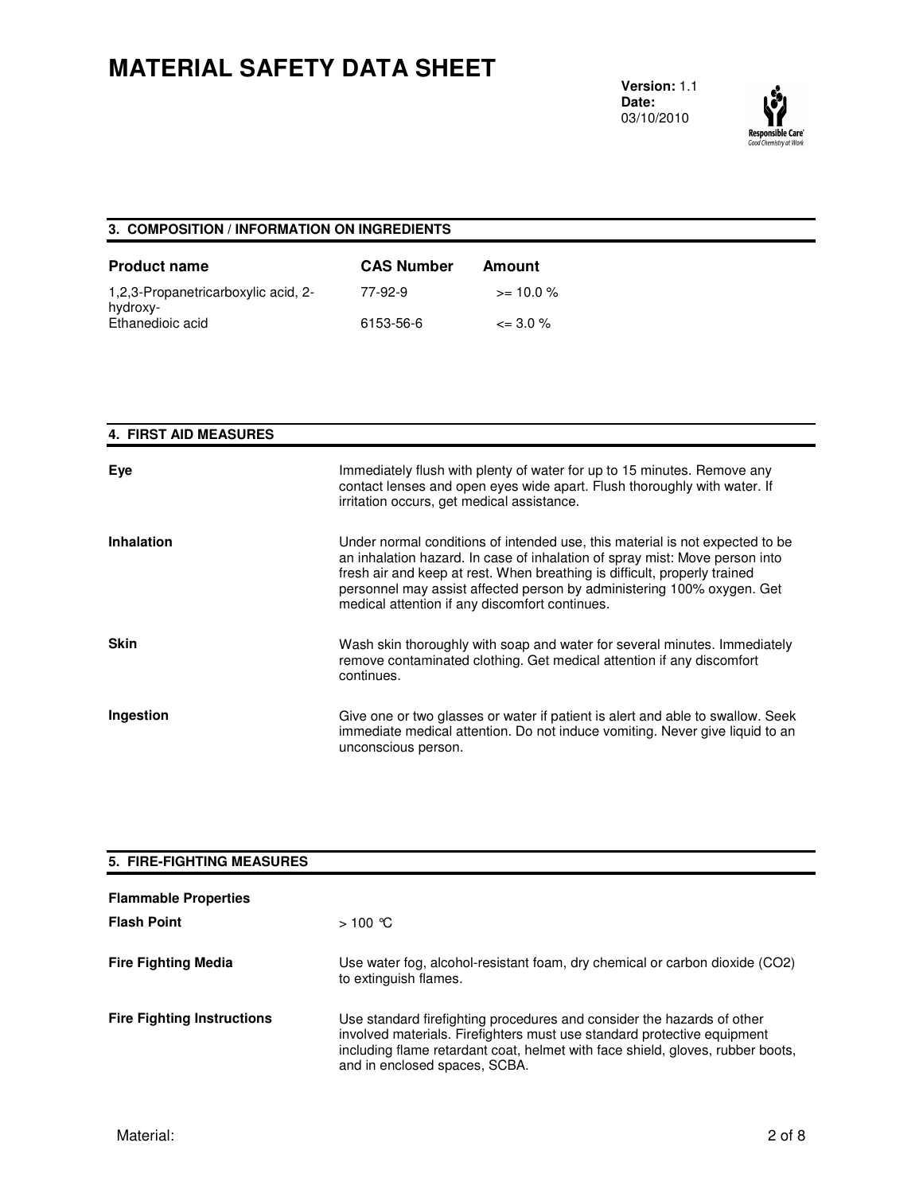# MATERIAL SAFETY DATA SHEET

**Version:** 1.1
**Date:** 03/10/2010

## 3. COMPOSITION / INFORMATION ON INGREDIENTS

| Product name | CAS Number | Amount |
|---|---|---|
| 1,2,3-Propanetricarboxylic acid, 2-hydroxy- | 77-92-9 | >= 10.0 % |
| Ethanedioic acid | 6153-56-6 | <= 3.0 % |

## 4. FIRST AID MEASURES

**Eye**
Immediately flush with plenty of water for up to 15 minutes. Remove any contact lenses and open eyes wide apart. Flush thoroughly with water. If irritation occurs, get medical assistance.

**Inhalation**
Under normal conditions of intended use, this material is not expected to be an inhalation hazard. In case of inhalation of spray mist: Move person into fresh air and keep at rest. When breathing is difficult, properly trained personnel may assist affected person by administering 100% oxygen. Get medical attention if any discomfort continues.

**Skin**
Wash skin thoroughly with soap and water for several minutes. Immediately remove contaminated clothing. Get medical attention if any discomfort continues.

**Ingestion**
Give one or two glasses or water if patient is alert and able to swallow. Seek immediate medical attention. Do not induce vomiting. Never give liquid to an unconscious person.

## 5. FIRE-FIGHTING MEASURES

**Flammable Properties**

**Flash Point**
> 100 °C

**Fire Fighting Media**
Use water fog, alcohol-resistant foam, dry chemical or carbon dioxide ($CO_2$) to extinguish flames.

**Fire Fighting Instructions**
Use standard firefighting procedures and consider the hazards of other involved materials. Firefighters must use standard protective equipment including flame retardant coat, helmet with face shield, gloves, rubber boots, and in enclosed spaces, SCBA.

Material: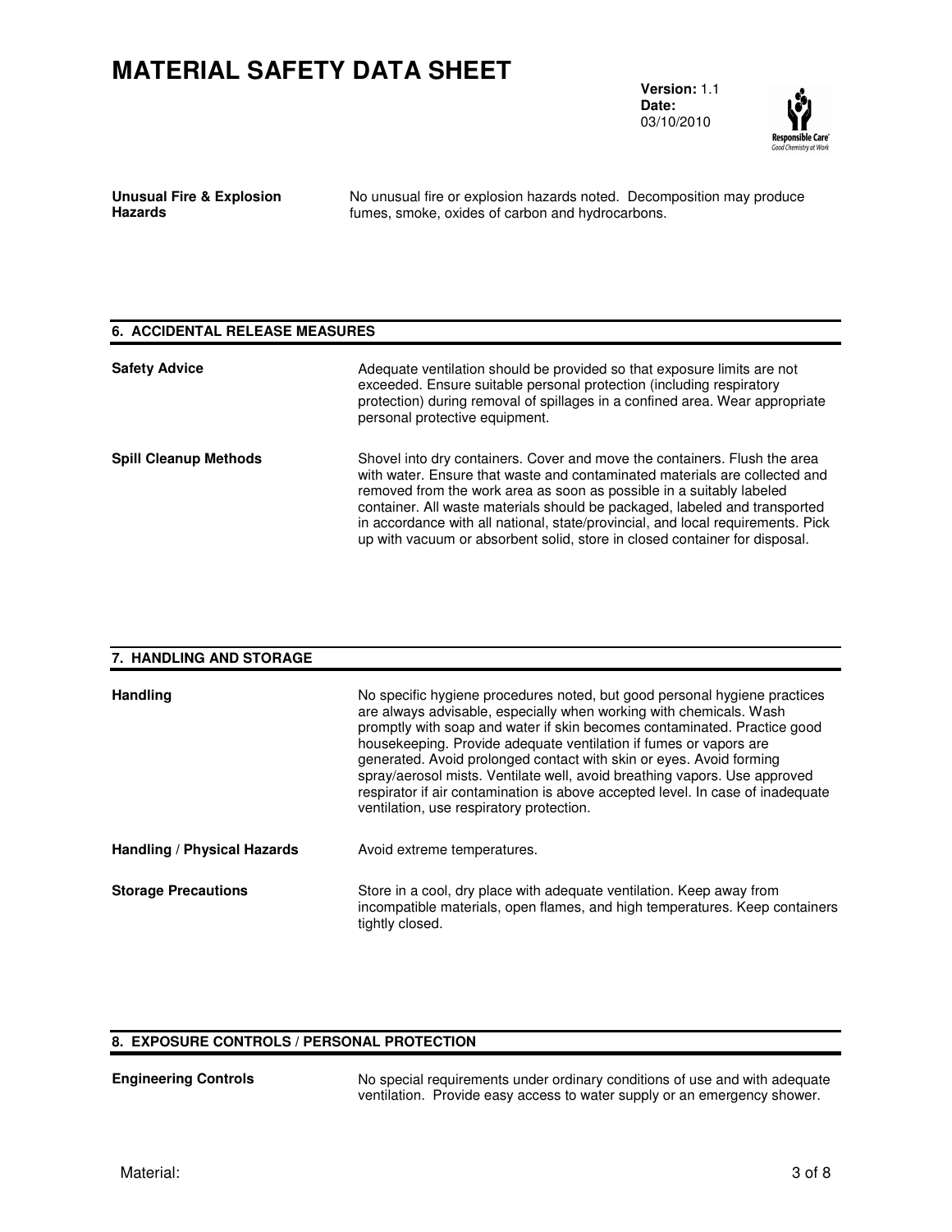**Unusual Fire & Explosion Hazards**: No unusual fire or explosion hazards noted. Decomposition may produce fumes, smoke, oxides of carbon and hydrocarbons.

## 6. ACCIDENTAL RELEASE MEASURES

**Safety Advice**: Adequate ventilation should be provided so that exposure limits are not exceeded. Ensure suitable personal protection (including respiratory protection) during removal of spillages in a confined area. Wear appropriate personal protective equipment.

**Spill Cleanup Methods**: Shovel into dry containers. Cover and move the containers. Flush the area with water. Ensure that waste and contaminated materials are collected and removed from the work area as soon as possible in a suitably labeled container. All waste materials should be packaged, labeled and transported in accordance with all national, state/provincial, and local requirements. Pick up with vacuum or absorbent solid, store in closed container for disposal.

## 7. HANDLING AND STORAGE

**Handling**: No specific hygiene procedures noted, but good personal hygiene practices are always advisable, especially when working with chemicals. Wash promptly with soap and water if skin becomes contaminated. Practice good housekeeping. Provide adequate ventilation if fumes or vapors are generated. Avoid prolonged contact with skin or eyes. Avoid forming spray/aerosol mists. Ventilate well, avoid breathing vapors. Use approved respirator if air contamination is above accepted level. In case of inadequate ventilation, use respiratory protection.

**Handling / Physical Hazards**: Avoid extreme temperatures.

**Storage Precautions**: Store in a cool, dry place with adequate ventilation. Keep away from incompatible materials, open flames, and high temperatures. Keep containers tightly closed.

## 8. EXPOSURE CONTROLS / PERSONAL PROTECTION

**Engineering Controls**: No special requirements under ordinary conditions of use and with adequate ventilation. Provide easy access to water supply or an emergency shower.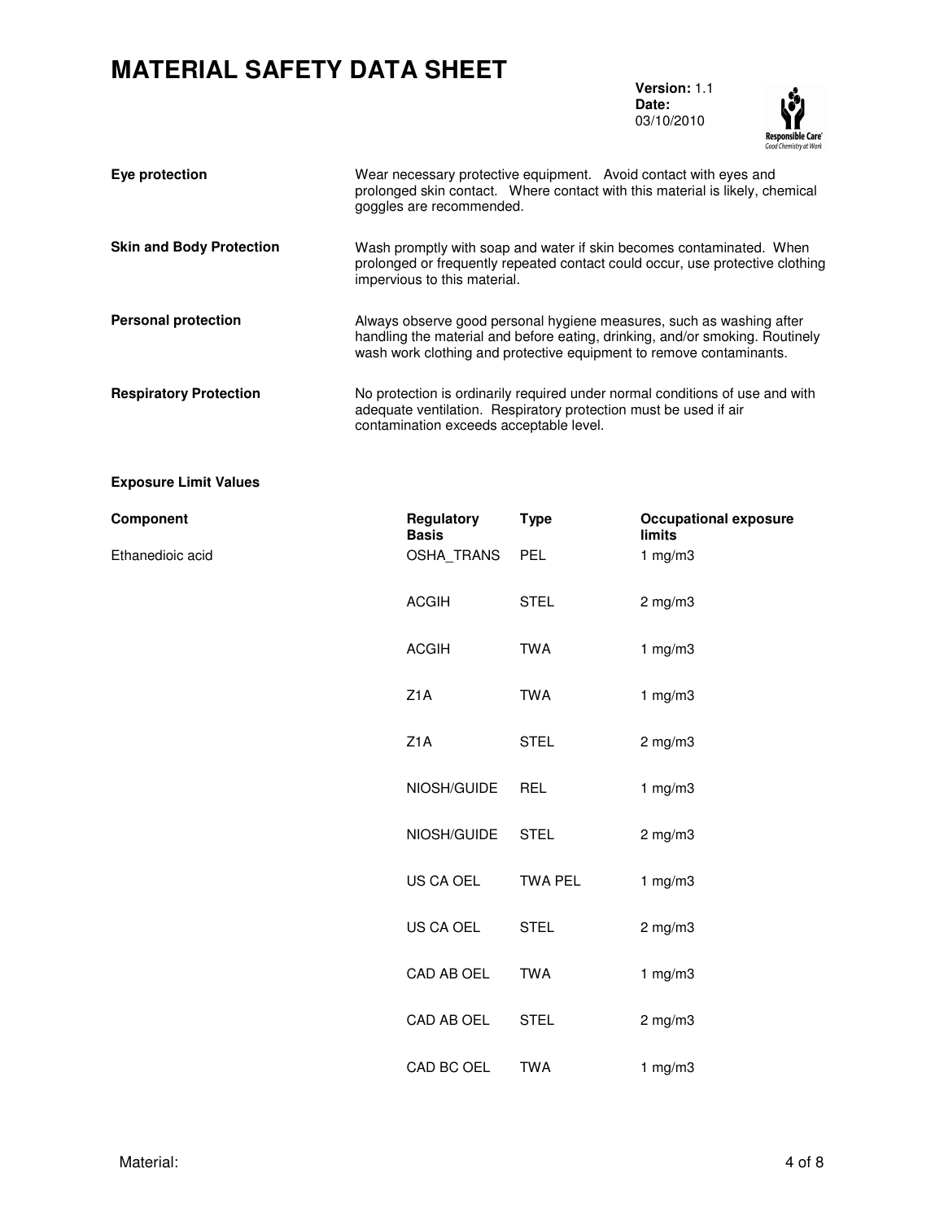| | |
|---|---|
| **Eye protection** | Wear necessary protective equipment. Avoid contact with eyes and prolonged skin contact. Where contact with this material is likely, chemical goggles are recommended. |
| **Skin and Body Protection** | Wash promptly with soap and water if skin becomes contaminated. When prolonged or frequently repeated contact could occur, use protective clothing impervious to this material. |
| **Personal protection** | Always observe good personal hygiene measures, such as washing after handling the material and before eating, drinking, and/or smoking. Routinely wash work clothing and protective equipment to remove contaminants. |
| **Respiratory Protection** | No protection is ordinarily required under normal conditions of use and with adequate ventilation. Respiratory protection must be used if air contamination exceeds acceptable level. |

**Exposure Limit Values**

| Component | Regulatory Basis | Type | Occupational exposure limits |
|---|---|---|---|
| Ethanedioic acid | OSHA_TRANS | PEL | 1 mg/m3 |
| | ACGIH | STEL | 2 mg/m3 |
| | ACGIH | TWA | 1 mg/m3 |
| | Z1A | TWA | 1 mg/m3 |
| | Z1A | STEL | 2 mg/m3 |
| | NIOSH/GUIDE | REL | 1 mg/m3 |
| | NIOSH/GUIDE | STEL | 2 mg/m3 |
| | US CA OEL | TWA PEL | 1 mg/m3 |
| | US CA OEL | STEL | 2 mg/m3 |
| | CAD AB OEL | TWA | 1 mg/m3 |
| | CAD AB OEL | STEL | 2 mg/m3 |
| | CAD BC OEL | TWA | 1 mg/m3 |

Material: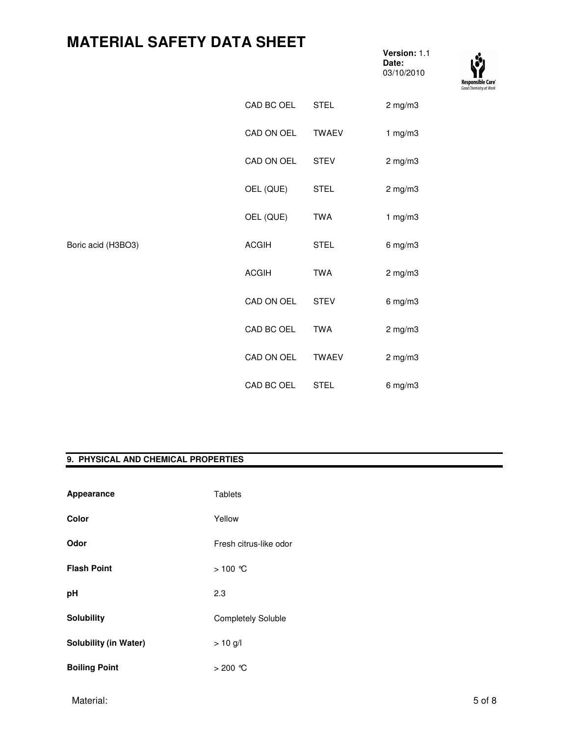| | | | |
|---|---|---|---|
| | CAD BC OEL | STEL | 2 mg/m3 |
| | CAD ON OEL | TWAEV | 1 mg/m3 |
| | CAD ON OEL | STEV | 2 mg/m3 |
| | OEL (QUE) | STEL | 2 mg/m3 |
| | OEL (QUE) | TWA | 1 mg/m3 |
| Boric acid (H3BO3) | ACGIH | STEL | 6 mg/m3 |
| | ACGIH | TWA | 2 mg/m3 |
| | CAD ON OEL | STEV | 6 mg/m3 |
| | CAD BC OEL | TWA | 2 mg/m3 |
| | CAD ON OEL | TWAEV | 2 mg/m3 |
| | CAD BC OEL | STEL | 6 mg/m3 |

## 9. PHYSICAL AND CHEMICAL PROPERTIES

| | |
|---|---|
| **Appearance** | Tablets |
| **Color** | Yellow |
| **Odor** | Fresh citrus-like odor |
| **Flash Point** | > 100 ℃ |
| **pH** | 2.3 |
| **Solubility** | Completely Soluble |
| **Solubility (in Water)** | > 10 g/l |
| **Boiling Point** | > 200 ℃ |

Material: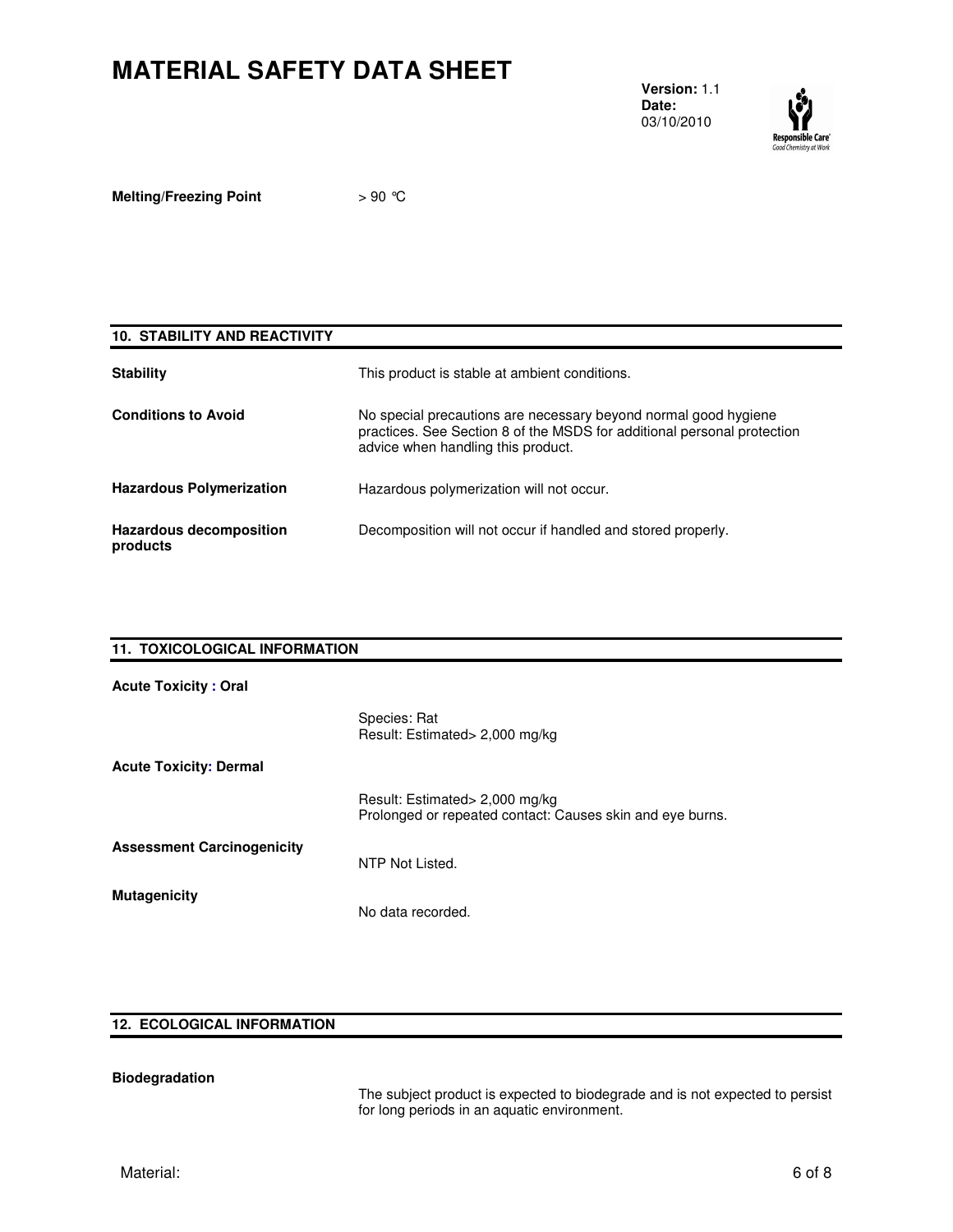**Melting/Freezing Point** > 90 °C

## 10. STABILITY AND REACTIVITY

**Stability**

This product is stable at ambient conditions.

**Conditions to Avoid**

No special precautions are necessary beyond normal good hygiene practices. See Section 8 of the MSDS for additional personal protection advice when handling this product.

**Hazardous Polymerization**

Hazardous polymerization will not occur.

**Hazardous decomposition products**

Decomposition will not occur if handled and stored properly.

## 11. TOXICOLOGICAL INFORMATION

**Acute Toxicity : Oral**

Species: Rat
Result: Estimated> 2,000 mg/kg

**Acute Toxicity: Dermal**

Result: Estimated> 2,000 mg/kg
Prolonged or repeated contact: Causes skin and eye burns.

**Assessment Carcinogenicity**

NTP Not Listed.

**Mutagenicity**

No data recorded.

## 12. ECOLOGICAL INFORMATION

**Biodegradation**

The subject product is expected to biodegrade and is not expected to persist for long periods in an aquatic environment.

Material: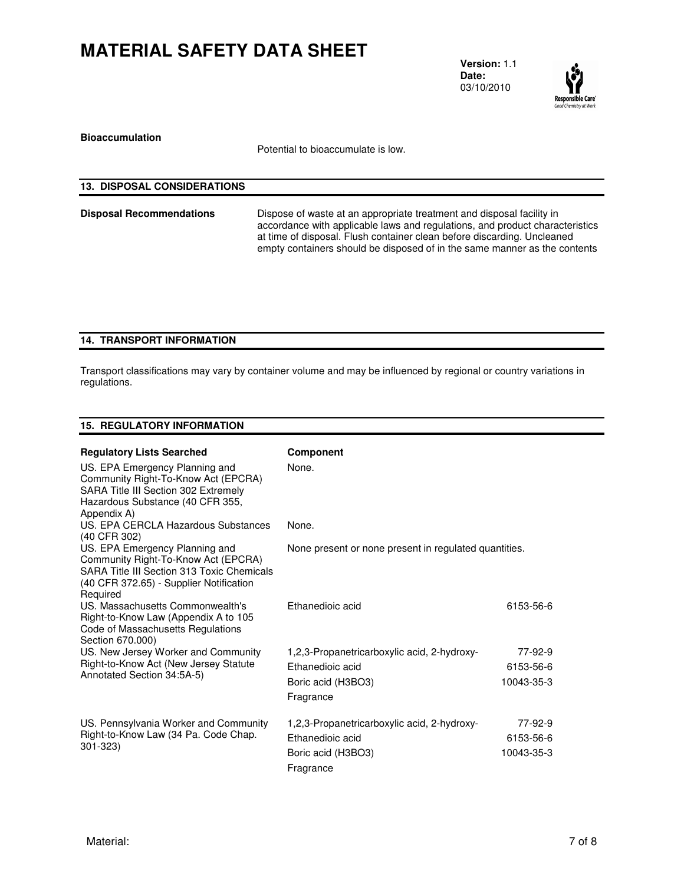**Bioaccumulation**

Potential to bioaccumulate is low.

## 13. DISPOSAL CONSIDERATIONS

**Disposal Recommendations** Dispose of waste at an appropriate treatment and disposal facility in accordance with applicable laws and regulations, and product characteristics at time of disposal. Flush container clean before discarding. Uncleaned empty containers should be disposed of in the same manner as the contents

## 14. TRANSPORT INFORMATION

Transport classifications may vary by container volume and may be influenced by regional or country variations in regulations.

## 15. REGULATORY INFORMATION

| Regulatory Lists Searched | Component | |
|---|---|---|
| US. EPA Emergency Planning and Community Right-To-Know Act (EPCRA) SARA Title III Section 302 Extremely Hazardous Substance (40 CFR 355, Appendix A) | None. | |
| US. EPA CERCLA Hazardous Substances (40 CFR 302) | None. | |
| US. EPA Emergency Planning and Community Right-To-Know Act (EPCRA) SARA Title III Section 313 Toxic Chemicals (40 CFR 372.65) - Supplier Notification Required | None present or none present in regulated quantities. | |
| US. Massachusetts Commonwealth's Right-to-Know Law (Appendix A to 105 Code of Massachusetts Regulations Section 670.000) | Ethanedioic acid | 6153-56-6 |
| US. New Jersey Worker and Community Right-to-Know Act (New Jersey Statute Annotated Section 34:5A-5) | 1,2,3-Propanetricarboxylic acid, 2-hydroxy- | 77-92-9 |
| | Ethanedioic acid | 6153-56-6 |
| | Boric acid (H3BO3) | 10043-35-3 |
| | Fragrance | |
| US. Pennsylvania Worker and Community Right-to-Know Law (34 Pa. Code Chap. 301-323) | 1,2,3-Propanetricarboxylic acid, 2-hydroxy- | 77-92-9 |
| | Ethanedioic acid | 6153-56-6 |
| | Boric acid (H3BO3) | 10043-35-3 |
| | Fragrance | |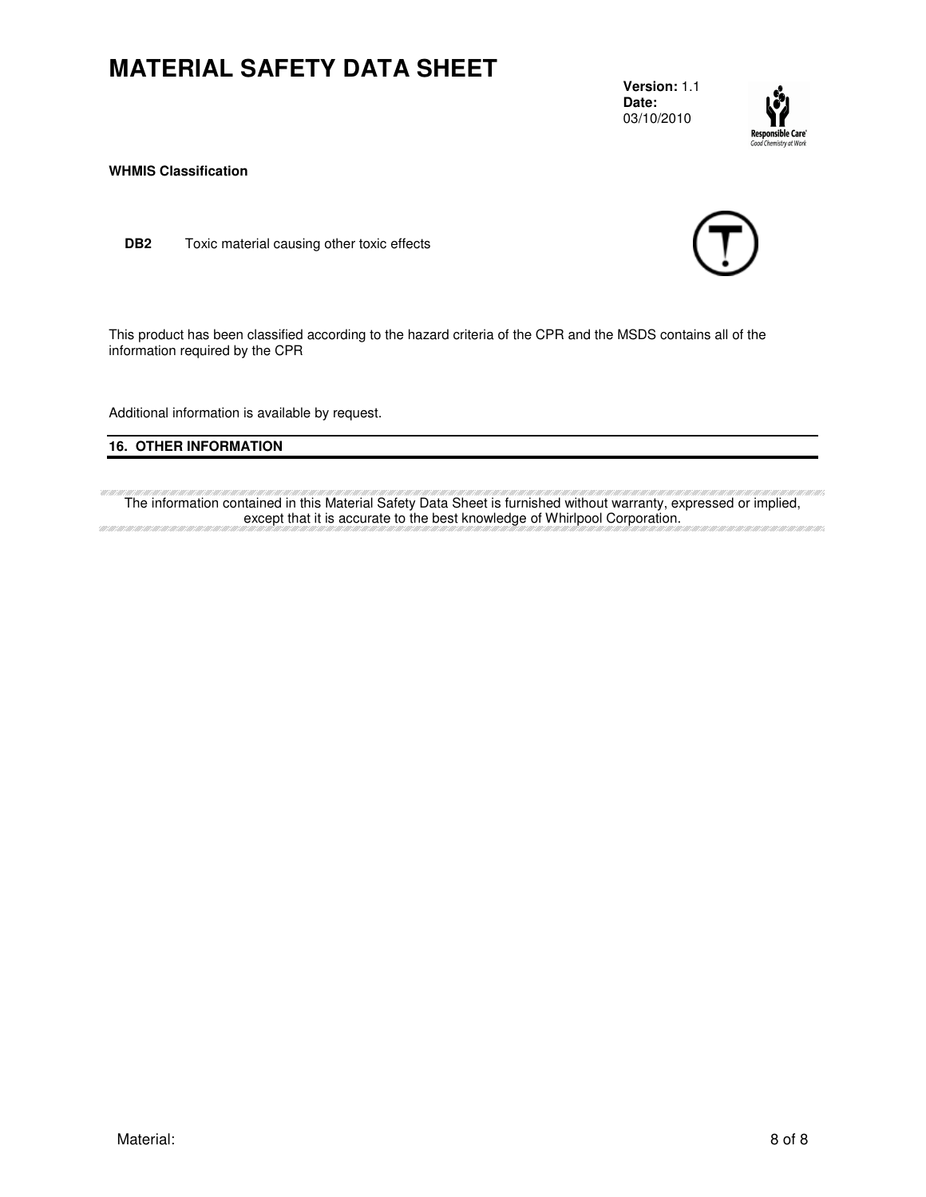**WHMIS Classification**

**DB2** Toxic material causing other toxic effects

This product has been classified according to the hazard criteria of the CPR and the MSDS contains all of the information required by the CPR

Additional information is available by request.

## 16. OTHER INFORMATION

The information contained in this Material Safety Data Sheet is furnished without warranty, expressed or implied, except that it is accurate to the best knowledge of Whirlpool Corporation.